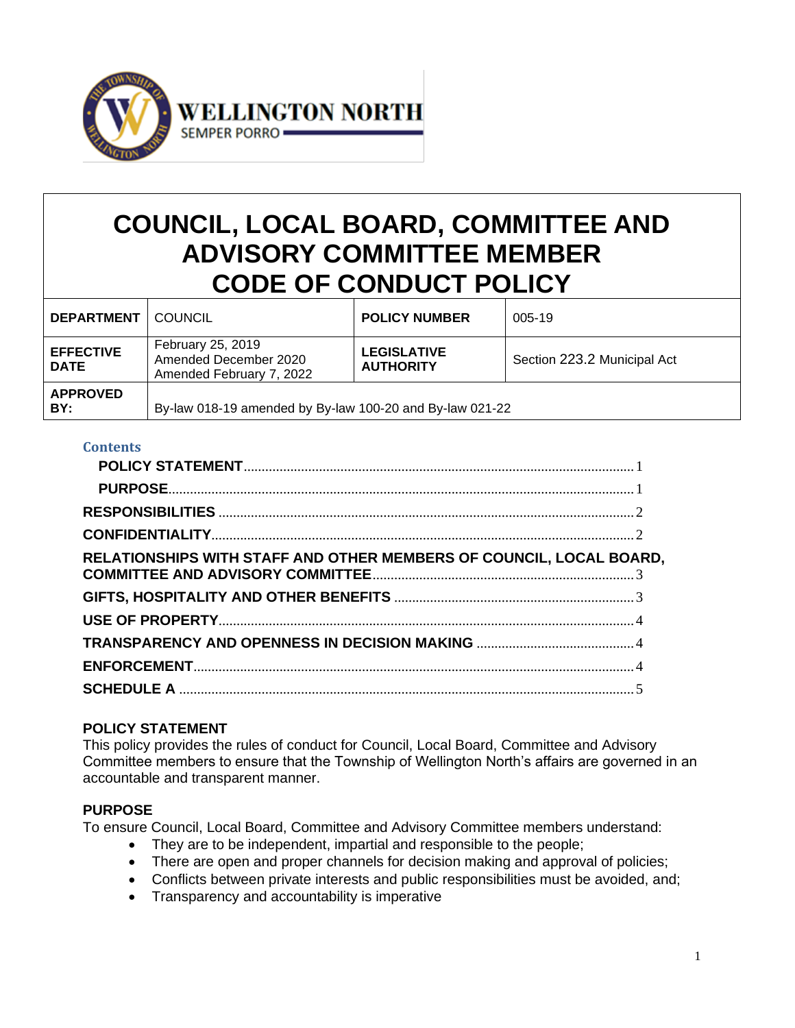WELLINGTON NORTH
SEMPER PORRO

# COUNCIL, LOCAL BOARD, COMMITTEE AND ADVISORY COMMITTEE MEMBER CODE OF CONDUCT POLICY

| **DEPARTMENT** | COUNCIL | **POLICY NUMBER** | 005-19 |
|---|---|---|---|
| **EFFECTIVE DATE** | February 25, 2019<br>Amended December 2020<br>Amended February 7, 2022 | **LEGISLATIVE AUTHORITY** | Section 223.2 Municipal Act |
| **APPROVED BY:** | By-law 018-19 amended by By-law 100-20 and By-law 021-22 | | |

**Contents**

- **POLICY STATEMENT** .......... 1
- **PURPOSE** .......... 1
- **RESPONSIBILITIES** .......... 2
- **CONFIDENTIALITY** .......... 2
- **RELATIONSHIPS WITH STAFF AND OTHER MEMBERS OF COUNCIL, LOCAL BOARD, COMMITTEE AND ADVISORY COMMITTEE** .......... 3
- **GIFTS, HOSPITALITY AND OTHER BENEFITS** .......... 3
- **USE OF PROPERTY** .......... 4
- **TRANSPARENCY AND OPENNESS IN DECISION MAKING** .......... 4
- **ENFORCEMENT** .......... 4
- **SCHEDULE A** .......... 5

## POLICY STATEMENT

This policy provides the rules of conduct for Council, Local Board, Committee and Advisory Committee members to ensure that the Township of Wellington North's affairs are governed in an accountable and transparent manner.

## PURPOSE

To ensure Council, Local Board, Committee and Advisory Committee members understand:

- They are to be independent, impartial and responsible to the people;
- There are open and proper channels for decision making and approval of policies;
- Conflicts between private interests and public responsibilities must be avoided, and;
- Transparency and accountability is imperative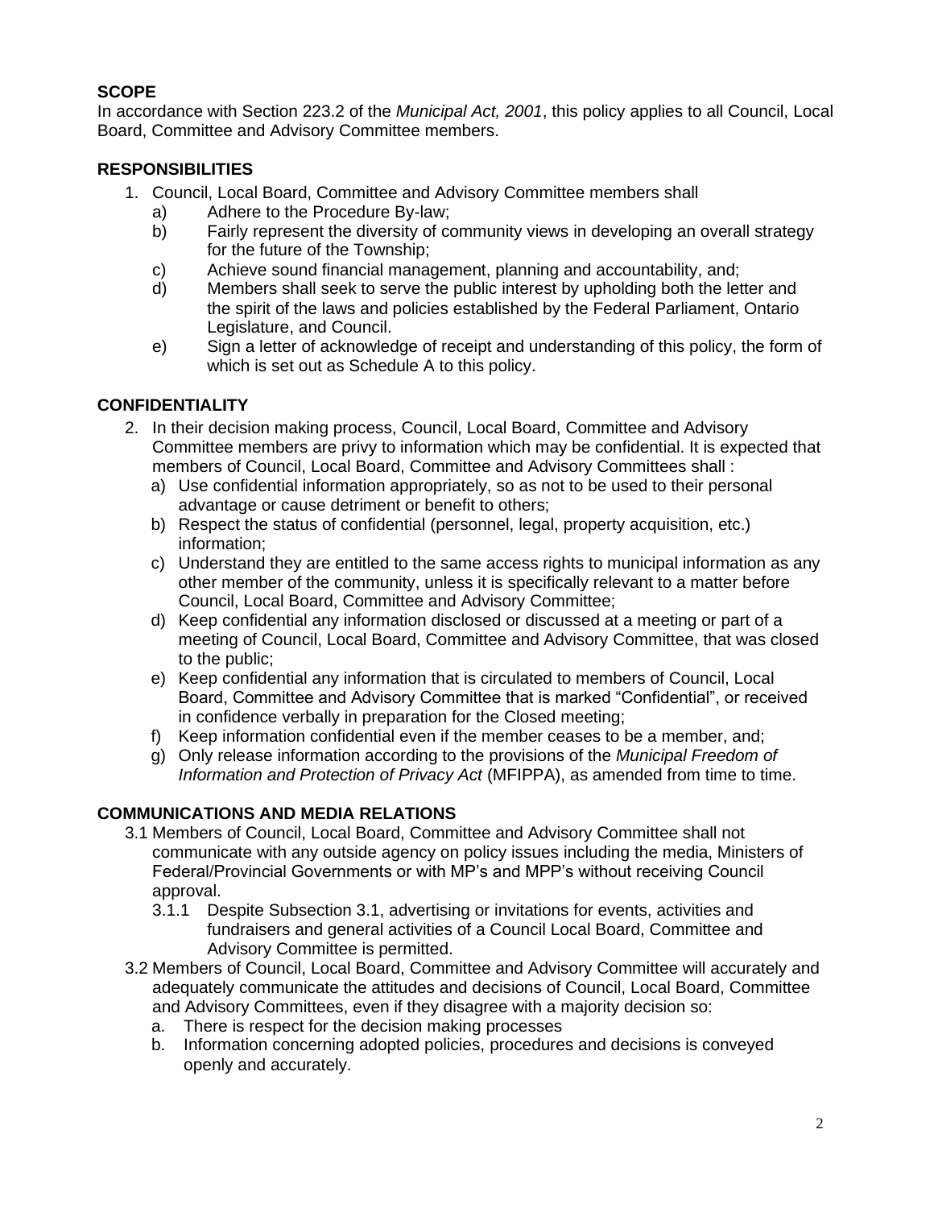## SCOPE

In accordance with Section 223.2 of the *Municipal Act, 2001*, this policy applies to all Council, Local Board, Committee and Advisory Committee members.

## RESPONSIBILITIES

1. Council, Local Board, Committee and Advisory Committee members shall
   a) Adhere to the Procedure By-law;
   b) Fairly represent the diversity of community views in developing an overall strategy for the future of the Township;
   c) Achieve sound financial management, planning and accountability, and;
   d) Members shall seek to serve the public interest by upholding both the letter and the spirit of the laws and policies established by the Federal Parliament, Ontario Legislature, and Council.
   e) Sign a letter of acknowledge of receipt and understanding of this policy, the form of which is set out as Schedule A to this policy.

## CONFIDENTIALITY

2. In their decision making process, Council, Local Board, Committee and Advisory Committee members are privy to information which may be confidential. It is expected that members of Council, Local Board, Committee and Advisory Committees shall :
   a) Use confidential information appropriately, so as not to be used to their personal advantage or cause detriment or benefit to others;
   b) Respect the status of confidential (personnel, legal, property acquisition, etc.) information;
   c) Understand they are entitled to the same access rights to municipal information as any other member of the community, unless it is specifically relevant to a matter before Council, Local Board, Committee and Advisory Committee;
   d) Keep confidential any information disclosed or discussed at a meeting or part of a meeting of Council, Local Board, Committee and Advisory Committee, that was closed to the public;
   e) Keep confidential any information that is circulated to members of Council, Local Board, Committee and Advisory Committee that is marked "Confidential", or received in confidence verbally in preparation for the Closed meeting;
   f) Keep information confidential even if the member ceases to be a member, and;
   g) Only release information according to the provisions of the *Municipal Freedom of Information and Protection of Privacy Act* (MFIPPA), as amended from time to time.

## COMMUNICATIONS AND MEDIA RELATIONS

3.1 Members of Council, Local Board, Committee and Advisory Committee shall not communicate with any outside agency on policy issues including the media, Ministers of Federal/Provincial Governments or with MP's and MPP's without receiving Council approval.

   3.1.1 Despite Subsection 3.1, advertising or invitations for events, activities and fundraisers and general activities of a Council Local Board, Committee and Advisory Committee is permitted.

3.2 Members of Council, Local Board, Committee and Advisory Committee will accurately and adequately communicate the attitudes and decisions of Council, Local Board, Committee and Advisory Committees, even if they disagree with a majority decision so:
   a. There is respect for the decision making processes
   b. Information concerning adopted policies, procedures and decisions is conveyed openly and accurately.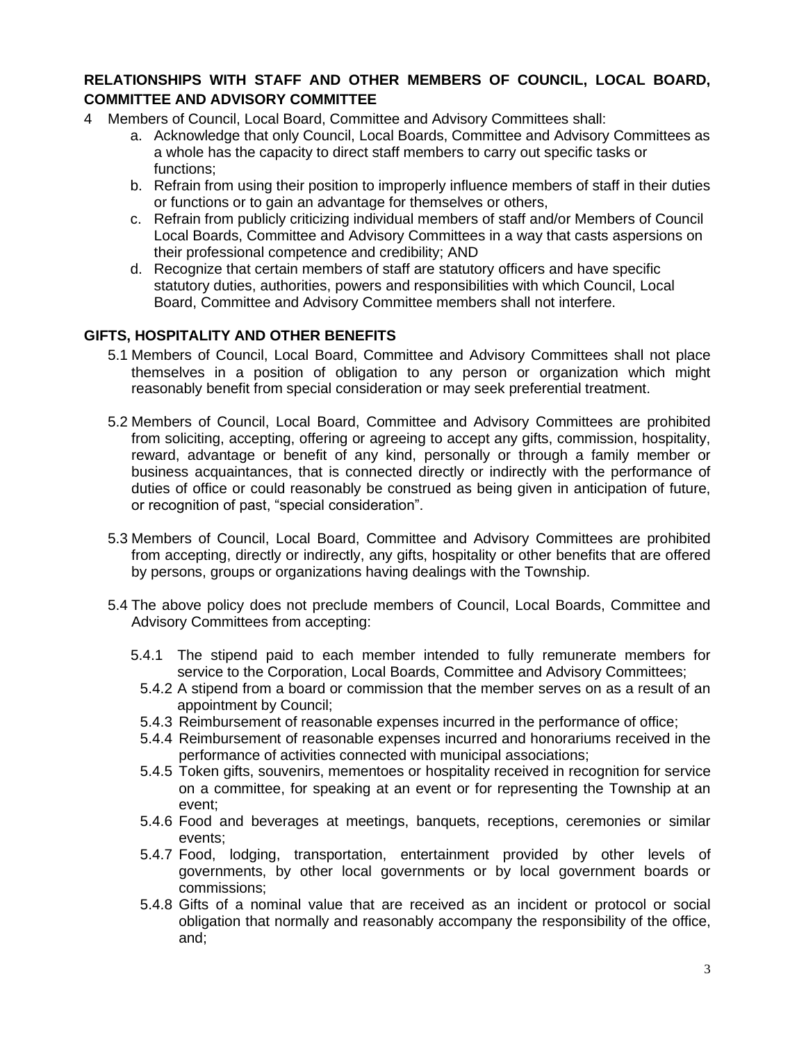**RELATIONSHIPS WITH STAFF AND OTHER MEMBERS OF COUNCIL, LOCAL BOARD, COMMITTEE AND ADVISORY COMMITTEE**

4 Members of Council, Local Board, Committee and Advisory Committees shall:

   a. Acknowledge that only Council, Local Boards, Committee and Advisory Committees as a whole has the capacity to direct staff members to carry out specific tasks or functions;
   b. Refrain from using their position to improperly influence members of staff in their duties or functions or to gain an advantage for themselves or others,
   c. Refrain from publicly criticizing individual members of staff and/or Members of Council Local Boards, Committee and Advisory Committees in a way that casts aspersions on their professional competence and credibility; AND
   d. Recognize that certain members of staff are statutory officers and have specific statutory duties, authorities, powers and responsibilities with which Council, Local Board, Committee and Advisory Committee members shall not interfere.

**GIFTS, HOSPITALITY AND OTHER BENEFITS**

5.1 Members of Council, Local Board, Committee and Advisory Committees shall not place themselves in a position of obligation to any person or organization which might reasonably benefit from special consideration or may seek preferential treatment.

5.2 Members of Council, Local Board, Committee and Advisory Committees are prohibited from soliciting, accepting, offering or agreeing to accept any gifts, commission, hospitality, reward, advantage or benefit of any kind, personally or through a family member or business acquaintances, that is connected directly or indirectly with the performance of duties of office or could reasonably be construed as being given in anticipation of future, or recognition of past, "special consideration".

5.3 Members of Council, Local Board, Committee and Advisory Committees are prohibited from accepting, directly or indirectly, any gifts, hospitality or other benefits that are offered by persons, groups or organizations having dealings with the Township.

5.4 The above policy does not preclude members of Council, Local Boards, Committee and Advisory Committees from accepting:

   5.4.1 The stipend paid to each member intended to fully remunerate members for service to the Corporation, Local Boards, Committee and Advisory Committees;
   5.4.2 A stipend from a board or commission that the member serves on as a result of an appointment by Council;
   5.4.3 Reimbursement of reasonable expenses incurred in the performance of office;
   5.4.4 Reimbursement of reasonable expenses incurred and honorariums received in the performance of activities connected with municipal associations;
   5.4.5 Token gifts, souvenirs, mementoes or hospitality received in recognition for service on a committee, for speaking at an event or for representing the Township at an event;
   5.4.6 Food and beverages at meetings, banquets, receptions, ceremonies or similar events;
   5.4.7 Food, lodging, transportation, entertainment provided by other levels of governments, by other local governments or by local government boards or commissions;
   5.4.8 Gifts of a nominal value that are received as an incident or protocol or social obligation that normally and reasonably accompany the responsibility of the office, and;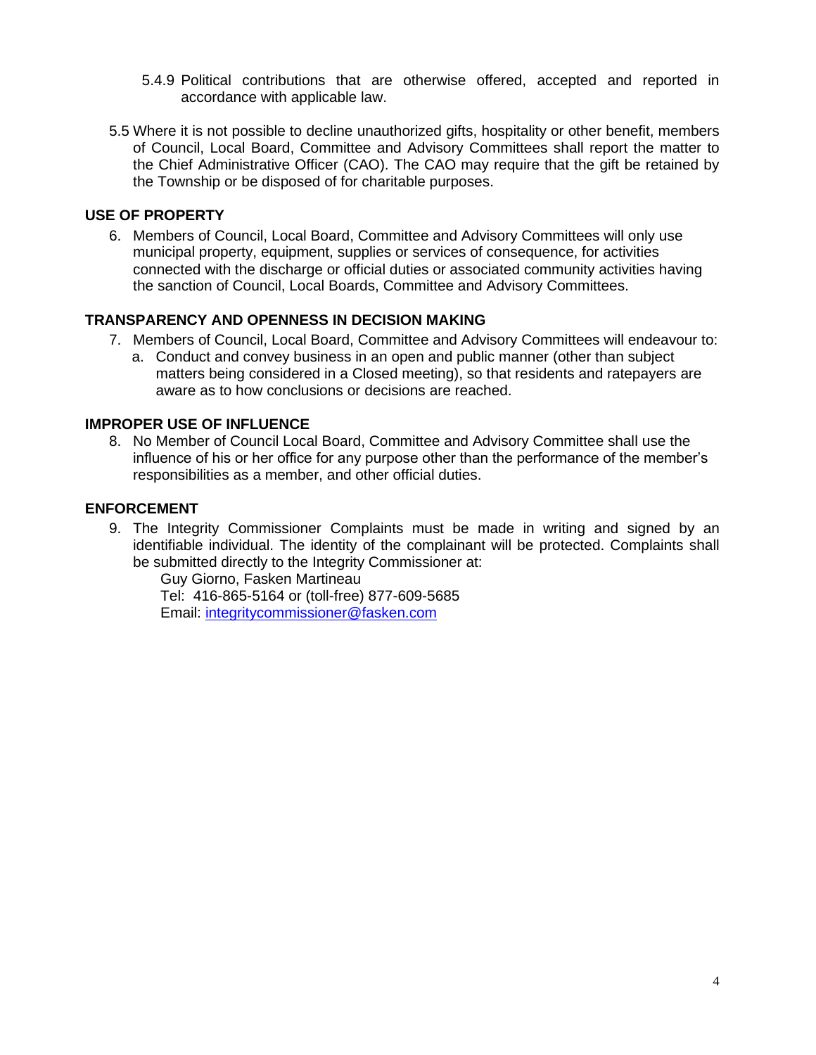5.4.9 Political contributions that are otherwise offered, accepted and reported in accordance with applicable law.

5.5 Where it is not possible to decline unauthorized gifts, hospitality or other benefit, members of Council, Local Board, Committee and Advisory Committees shall report the matter to the Chief Administrative Officer (CAO). The CAO may require that the gift be retained by the Township or be disposed of for charitable purposes.

## USE OF PROPERTY

6. Members of Council, Local Board, Committee and Advisory Committees will only use municipal property, equipment, supplies or services of consequence, for activities connected with the discharge or official duties or associated community activities having the sanction of Council, Local Boards, Committee and Advisory Committees.

## TRANSPARENCY AND OPENNESS IN DECISION MAKING

7. Members of Council, Local Board, Committee and Advisory Committees will endeavour to:
   a. Conduct and convey business in an open and public manner (other than subject matters being considered in a Closed meeting), so that residents and ratepayers are aware as to how conclusions or decisions are reached.

## IMPROPER USE OF INFLUENCE

8. No Member of Council Local Board, Committee and Advisory Committee shall use the influence of his or her office for any purpose other than the performance of the member's responsibilities as a member, and other official duties.

## ENFORCEMENT

9. The Integrity Commissioner Complaints must be made in writing and signed by an identifiable individual. The identity of the complainant will be protected. Complaints shall be submitted directly to the Integrity Commissioner at:

   Guy Giorno, Fasken Martineau
   Tel: 416-865-5164 or (toll-free) 877-609-5685
   Email: integritycommissioner@fasken.com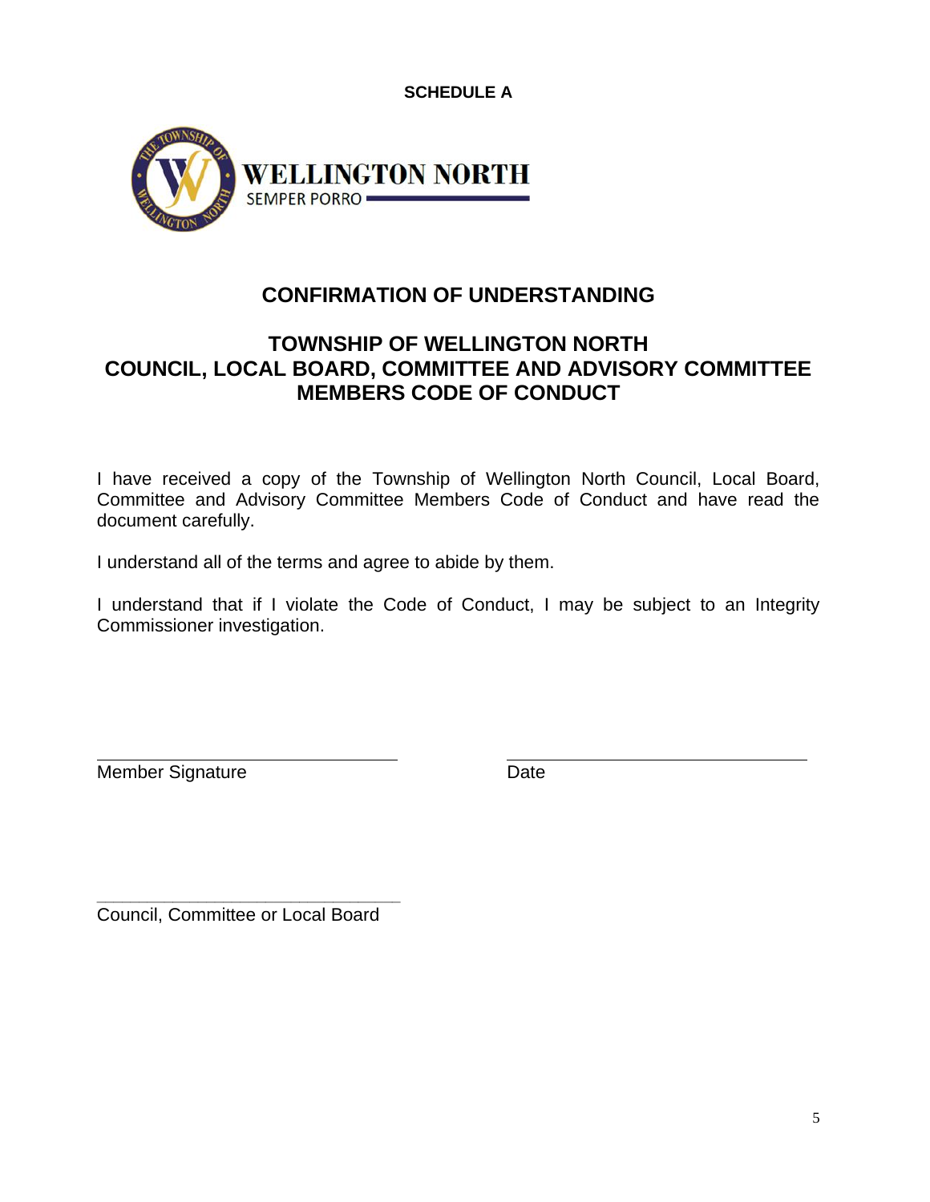**SCHEDULE A**

WELLINGTON NORTH
SEMPER PORRO

# CONFIRMATION OF UNDERSTANDING

## TOWNSHIP OF WELLINGTON NORTH
## COUNCIL, LOCAL BOARD, COMMITTEE AND ADVISORY COMMITTEE MEMBERS CODE OF CONDUCT

I have received a copy of the Township of Wellington North Council, Local Board, Committee and Advisory Committee Members Code of Conduct and have read the document carefully.

I understand all of the terms and agree to abide by them.

I understand that if I violate the Code of Conduct, I may be subject to an Integrity Commissioner investigation.

______________________________ ______________________________

Member Signature Date

______________________________

Council, Committee or Local Board